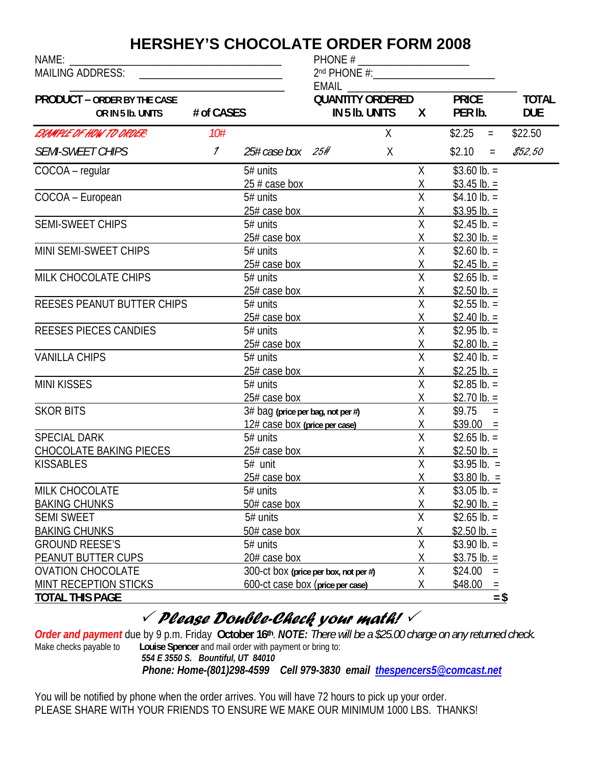# HERSHEY'S CHOCOLATE ORDER FORM 2008

NAME: ______________________________________ PHONE # ____________________

MAILING ADDRESS: __________________________ 2nd PHONE #: ______________________

______________________________________ EMAIL ____________________________

| PRODUCT – ORDER BY THE CASE OR IN 5 lb. UNITS | # of CASES | | QUANTITY ORDERED IN 5 lb. UNITS | X | PRICE PER lb. | | TOTAL DUE |
|---|---|---|---|---|---|---|---|
| *EXAMPLE OF HOW TO ORDER:* | *10#* | | | X | $2.25 | = | $22.50 |
| *SEMI-SWEET CHIPS* | *1* | *25# case box* | *25#* | X | $2.10 | = | *$52.50* |
| COCOA – regular | | 5# units | | X | $3.60 lb. = | | |
| | | 25 # case box | | X | $3.45 lb. = | | |
| COCOA – European | | 5# units | | X | $4.10 lb. = | | |
| | | 25# case box | | X | $3.95 lb. = | | |
| SEMI-SWEET CHIPS | | 5# units | | X | $2.45 lb. = | | |
| | | 25# case box | | X | $2.30 lb. = | | |
| MINI SEMI-SWEET CHIPS | | 5# units | | X | $2.60 lb. = | | |
| | | 25# case box | | X | $2.45 lb. = | | |
| MILK CHOCOLATE CHIPS | | 5# units | | X | $2.65 lb. = | | |
| | | 25# case box | | X | $2.50 lb. = | | |
| REESES PEANUT BUTTER CHIPS | | 5# units | | X | $2.55 lb. = | | |
| | | 25# case box | | X | $2.40 lb. = | | |
| REESES PIECES CANDIES | | 5# units | | X | $2.95 lb. = | | |
| | | 25# case box | | X | $2.80 lb. = | | |
| VANILLA CHIPS | | 5# units | | X | $2.40 lb. = | | |
| | | 25# case box | | X | $2.25 lb. = | | |
| MINI KISSES | | 5# units | | X | $2.85 lb. = | | |
| | | 25# case box | | X | $2.70 lb. = | | |
| SKOR BITS | | 3# bag **(price per bag, not per #)** | | X | $9.75 | = | |
| | | 12# case box **(price per case)** | | X | $39.00 | = | |
| SPECIAL DARK CHOCOLATE BAKING PIECES | | 5# units | | X | $2.65 lb. = | | |
| | | 25# case box | | X | $2.50 lb. = | | |
| KISSABLES | | 5# unit | | X | $3.95 lb. = | | |
| | | 25# case box | | X | $3.80 lb. = | | |
| MILK CHOCOLATE BAKING CHUNKS | | 5# units | | X | $3.05 lb. = | | |
| | | 50# case box | | X | $2.90 lb. = | | |
| SEMI SWEET BAKING CHUNKS | | 5# units | | X | $2.65 lb. = | | |
| | | 50# case box | | X | $2.50 lb. = | | |
| GROUND REESE'S PEANUT BUTTER CUPS | | 5# units | | X | $3.90 lb. = | | |
| | | 20# case box | | X | $3.75 lb. = | | |
| OVATION CHOCOLATE MINT RECEPTION STICKS | | 300-ct box **(price per box, not per #)** | | X | $24.00 | = | |
| | | 600-ct case box **(price per case)** | | X | $48.00 | = | |
| **TOTAL THIS PAGE** | | | | | | **= $** | |

## ✓ *Please Double-Check your math!* ✓

***Order and payment*** due by 9 p.m. Friday **October 16th**. ***NOTE:*** *There will be a $25.00 charge on any returned check.*

Make checks payable to **Louise Spencer** and mail order with payment or bring to:
***554 E 3550 S. Bountiful, UT 84010***
***Phone: Home-(801)298-4599 Cell 979-3830 email thespencers5@comcast.net***

You will be notified by phone when the order arrives. You will have 72 hours to pick up your order.
PLEASE SHARE WITH YOUR FRIENDS TO ENSURE WE MAKE OUR MINIMUM 1000 LBS. THANKS!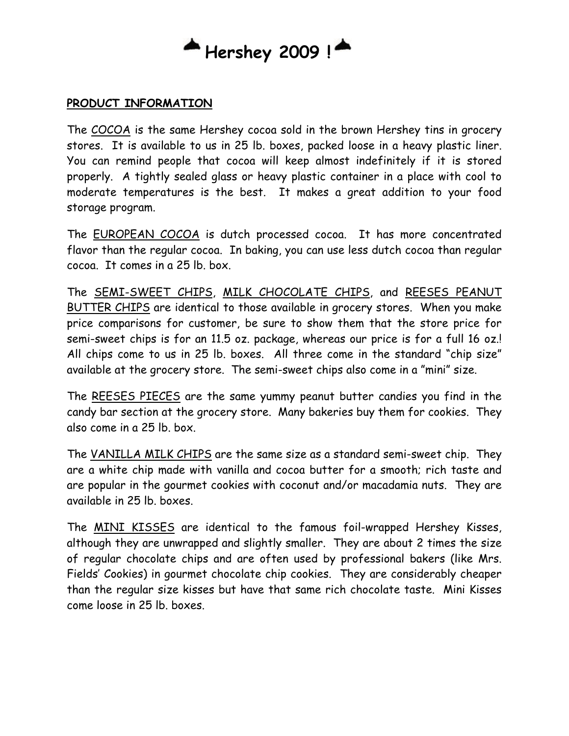# Hershey 2009 !

## PRODUCT INFORMATION

The COCOA is the same Hershey cocoa sold in the brown Hershey tins in grocery stores. It is available to us in 25 lb. boxes, packed loose in a heavy plastic liner. You can remind people that cocoa will keep almost indefinitely if it is stored properly. A tightly sealed glass or heavy plastic container in a place with cool to moderate temperatures is the best. It makes a great addition to your food storage program.

The EUROPEAN COCOA is dutch processed cocoa. It has more concentrated flavor than the regular cocoa. In baking, you can use less dutch cocoa than regular cocoa. It comes in a 25 lb. box.

The SEMI-SWEET CHIPS, MILK CHOCOLATE CHIPS, and REESES PEANUT BUTTER CHIPS are identical to those available in grocery stores. When you make price comparisons for customer, be sure to show them that the store price for semi-sweet chips is for an 11.5 oz. package, whereas our price is for a full 16 oz.! All chips come to us in 25 lb. boxes. All three come in the standard "chip size" available at the grocery store. The semi-sweet chips also come in a "mini" size.

The REESES PIECES are the same yummy peanut butter candies you find in the candy bar section at the grocery store. Many bakeries buy them for cookies. They also come in a 25 lb. box.

The VANILLA MILK CHIPS are the same size as a standard semi-sweet chip. They are a white chip made with vanilla and cocoa butter for a smooth; rich taste and are popular in the gourmet cookies with coconut and/or macadamia nuts. They are available in 25 lb. boxes.

The MINI KISSES are identical to the famous foil-wrapped Hershey Kisses, although they are unwrapped and slightly smaller. They are about 2 times the size of regular chocolate chips and are often used by professional bakers (like Mrs. Fields' Cookies) in gourmet chocolate chip cookies. They are considerably cheaper than the regular size kisses but have that same rich chocolate taste. Mini Kisses come loose in 25 lb. boxes.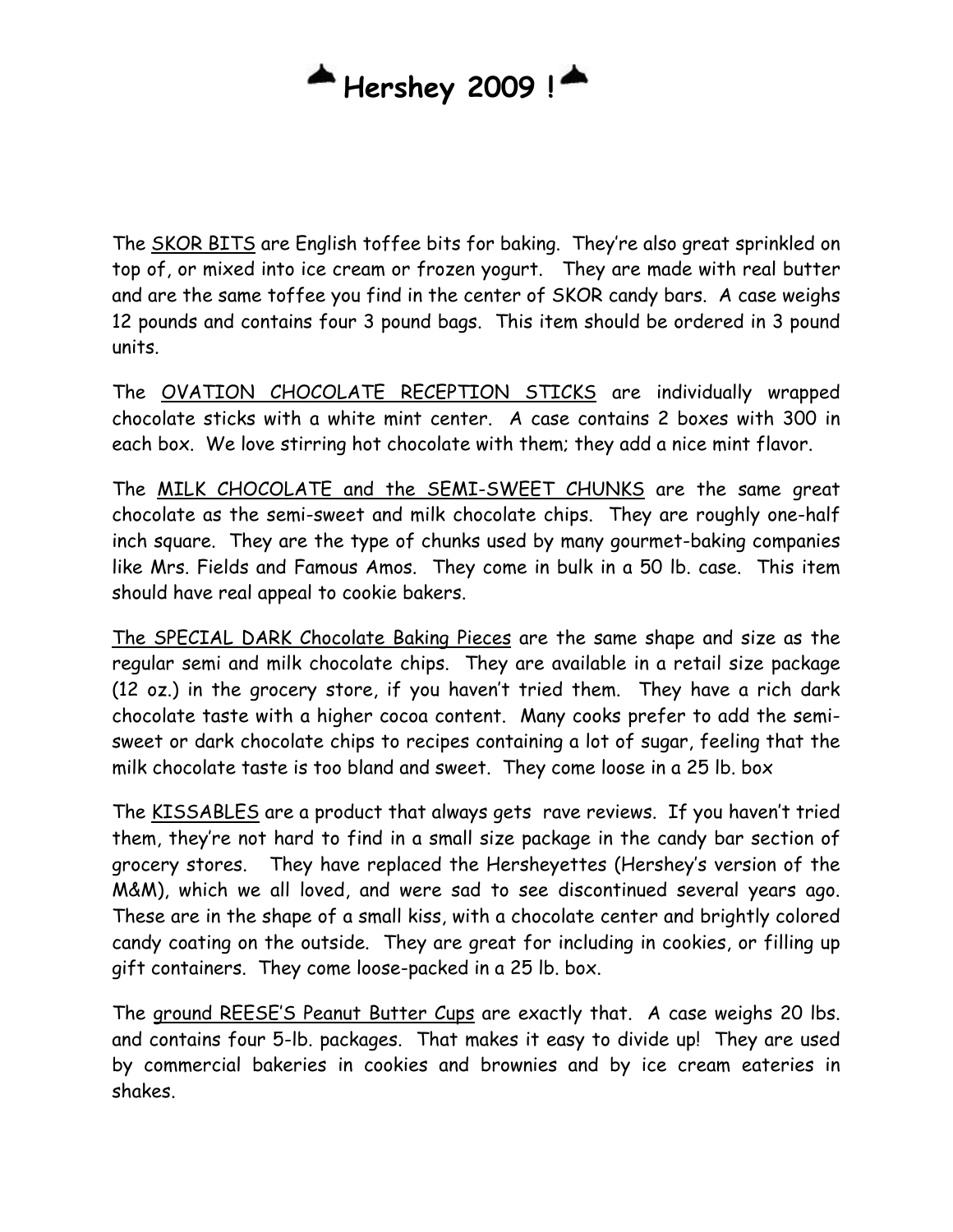# Hershey 2009 !

The <u>SKOR BITS</u> are English toffee bits for baking. They're also great sprinkled on top of, or mixed into ice cream or frozen yogurt. They are made with real butter and are the same toffee you find in the center of SKOR candy bars. A case weighs 12 pounds and contains four 3 pound bags. This item should be ordered in 3 pound units.

The <u>OVATION CHOCOLATE RECEPTION STICKS</u> are individually wrapped chocolate sticks with a white mint center. A case contains 2 boxes with 300 in each box. We love stirring hot chocolate with them; they add a nice mint flavor.

The <u>MILK CHOCOLATE and the SEMI-SWEET CHUNKS</u> are the same great chocolate as the semi-sweet and milk chocolate chips. They are roughly one-half inch square. They are the type of chunks used by many gourmet-baking companies like Mrs. Fields and Famous Amos. They come in bulk in a 50 lb. case. This item should have real appeal to cookie bakers.

<u>The SPECIAL DARK Chocolate Baking Pieces</u> are the same shape and size as the regular semi and milk chocolate chips. They are available in a retail size package (12 oz.) in the grocery store, if you haven't tried them. They have a rich dark chocolate taste with a higher cocoa content. Many cooks prefer to add the semi-sweet or dark chocolate chips to recipes containing a lot of sugar, feeling that the milk chocolate taste is too bland and sweet. They come loose in a 25 lb. box

The <u>KISSABLES</u> are a product that always gets rave reviews. If you haven't tried them, they're not hard to find in a small size package in the candy bar section of grocery stores. They have replaced the Hersheyettes (Hershey's version of the M&M), which we all loved, and were sad to see discontinued several years ago. These are in the shape of a small kiss, with a chocolate center and brightly colored candy coating on the outside. They are great for including in cookies, or filling up gift containers. They come loose-packed in a 25 lb. box.

The <u>ground REESE'S Peanut Butter Cups</u> are exactly that. A case weighs 20 lbs. and contains four 5-lb. packages. That makes it easy to divide up! They are used by commercial bakeries in cookies and brownies and by ice cream eateries in shakes.